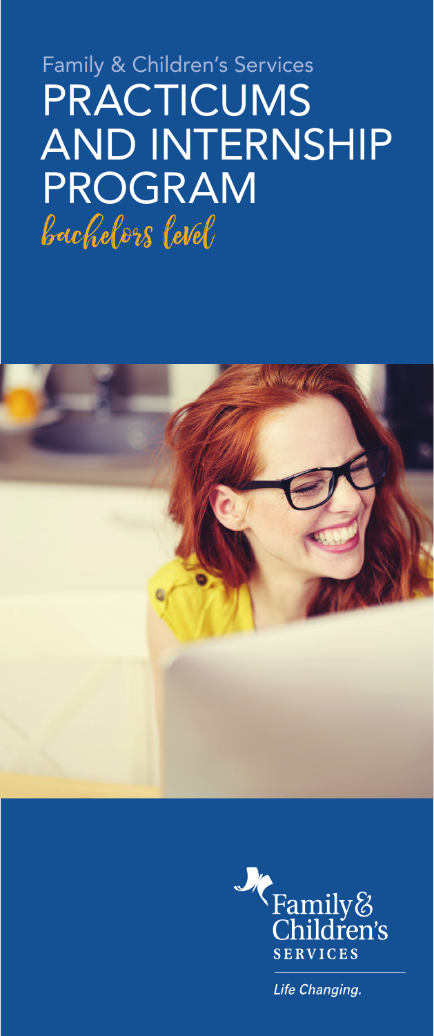Family & Children's Services

# PRACTICUMS AND INTERNSHIP PROGRAM

bachelors level

Family & Children's SERVICES

*Life Changing.*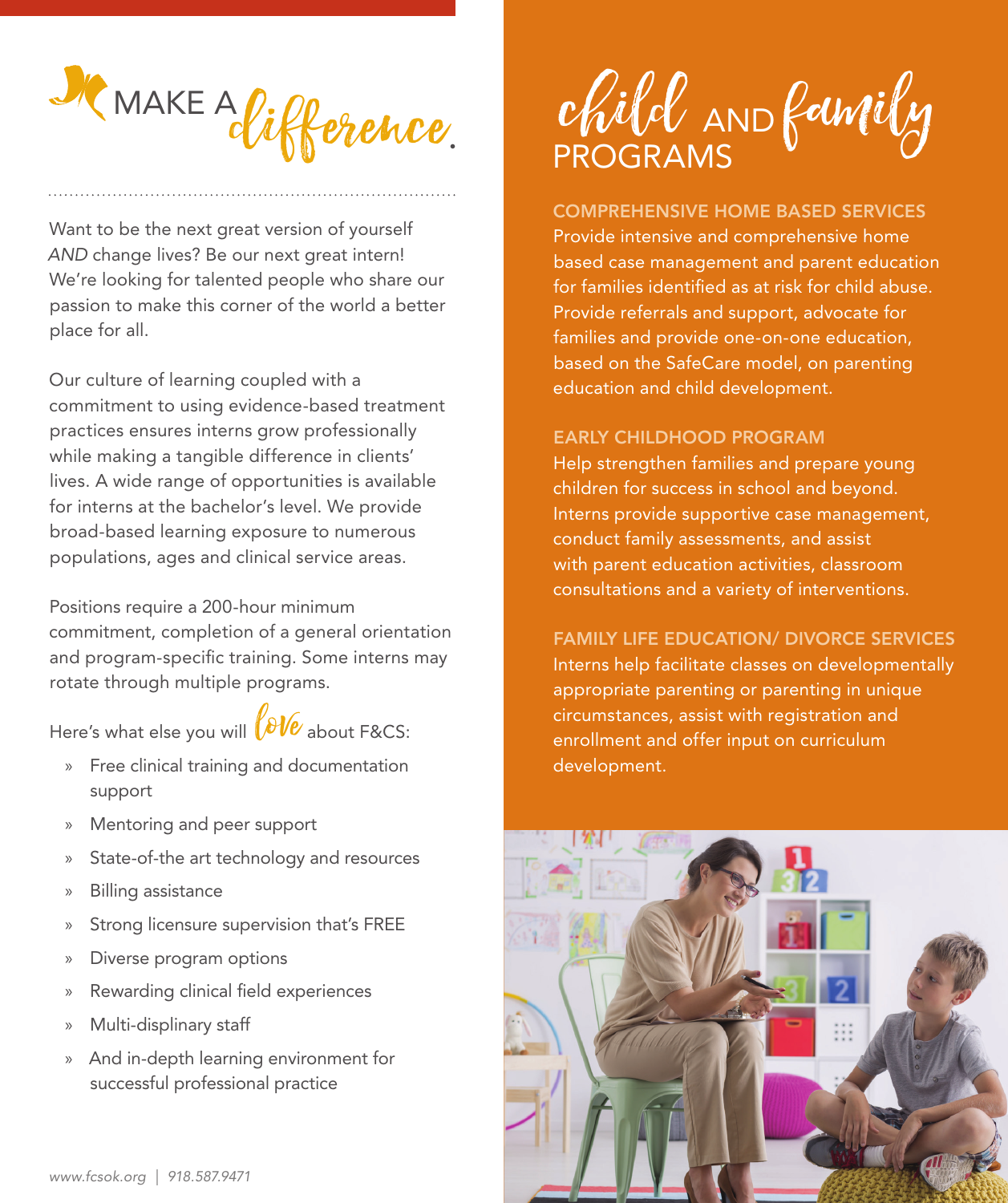# MAKE A *difference*.

Want to be the next great version of yourself *AND* change lives? Be our next great intern! We're looking for talented people who share our passion to make this corner of the world a better place for all.

Our culture of learning coupled with a commitment to using evidence-based treatment practices ensures interns grow professionally while making a tangible difference in clients' lives. A wide range of opportunities is available for interns at the bachelor's level. We provide broad-based learning exposure to numerous populations, ages and clinical service areas.

Positions require a 200-hour minimum commitment, completion of a general orientation and program-specific training. Some interns may rotate through multiple programs.

Here's what else you will *love* about F&CS:

- Free clinical training and documentation support
- Mentoring and peer support
- State-of-the art technology and resources
- Billing assistance
- Strong licensure supervision that's FREE
- Diverse program options
- Rewarding clinical field experiences
- Multi-displinary staff
- And in-depth learning environment for successful professional practice

www.fcsok.org | 918.587.9471

# *child* AND *family* PROGRAMS

## COMPREHENSIVE HOME BASED SERVICES

Provide intensive and comprehensive home based case management and parent education for families identified as at risk for child abuse. Provide referrals and support, advocate for families and provide one-on-one education, based on the SafeCare model, on parenting education and child development.

## EARLY CHILDHOOD PROGRAM

Help strengthen families and prepare young children for success in school and beyond. Interns provide supportive case management, conduct family assessments, and assist with parent education activities, classroom consultations and a variety of interventions.

## FAMILY LIFE EDUCATION/ DIVORCE SERVICES

Interns help facilitate classes on developmentally appropriate parenting or parenting in unique circumstances, assist with registration and enrollment and offer input on curriculum development.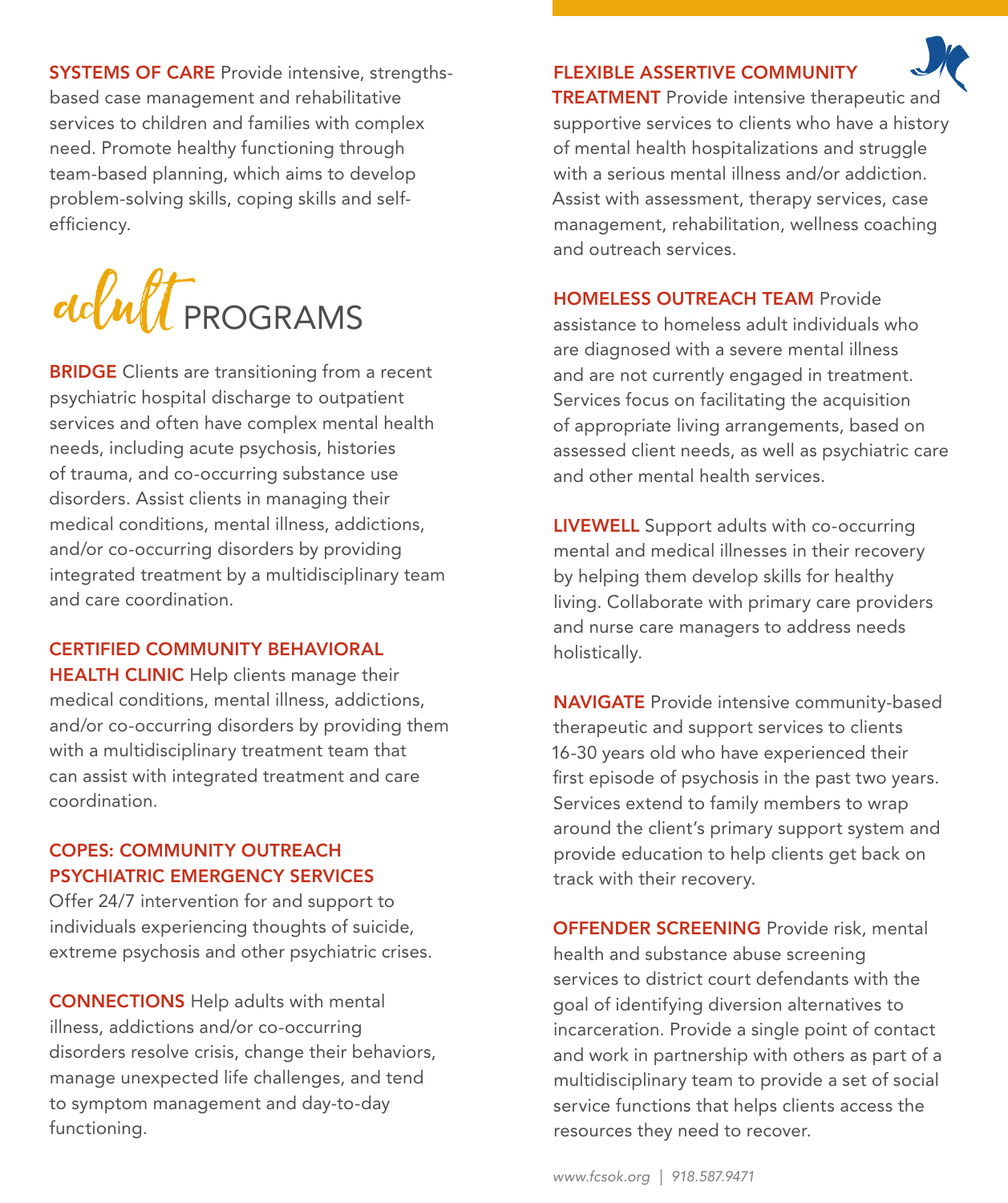**SYSTEMS OF CARE** Provide intensive, strengths-based case management and rehabilitative services to children and families with complex need. Promote healthy functioning through team-based planning, which aims to develop problem-solving skills, coping skills and self-efficiency.

## adult PROGRAMS

**BRIDGE** Clients are transitioning from a recent psychiatric hospital discharge to outpatient services and often have complex mental health needs, including acute psychosis, histories of trauma, and co-occurring substance use disorders. Assist clients in managing their medical conditions, mental illness, addictions, and/or co-occurring disorders by providing integrated treatment by a multidisciplinary team and care coordination.

**CERTIFIED COMMUNITY BEHAVIORAL HEALTH CLINIC** Help clients manage their medical conditions, mental illness, addictions, and/or co-occurring disorders by providing them with a multidisciplinary treatment team that can assist with integrated treatment and care coordination.

**COPES: COMMUNITY OUTREACH PSYCHIATRIC EMERGENCY SERVICES**
Offer 24/7 intervention for and support to individuals experiencing thoughts of suicide, extreme psychosis and other psychiatric crises.

**CONNECTIONS** Help adults with mental illness, addictions and/or co-occurring disorders resolve crisis, change their behaviors, manage unexpected life challenges, and tend to symptom management and day-to-day functioning.

**FLEXIBLE ASSERTIVE COMMUNITY TREATMENT** Provide intensive therapeutic and supportive services to clients who have a history of mental health hospitalizations and struggle with a serious mental illness and/or addiction. Assist with assessment, therapy services, case management, rehabilitation, wellness coaching and outreach services.

**HOMELESS OUTREACH TEAM** Provide assistance to homeless adult individuals who are diagnosed with a severe mental illness and are not currently engaged in treatment. Services focus on facilitating the acquisition of appropriate living arrangements, based on assessed client needs, as well as psychiatric care and other mental health services.

**LIVEWELL** Support adults with co-occurring mental and medical illnesses in their recovery by helping them develop skills for healthy living. Collaborate with primary care providers and nurse care managers to address needs holistically.

**NAVIGATE** Provide intensive community-based therapeutic and support services to clients 16-30 years old who have experienced their first episode of psychosis in the past two years. Services extend to family members to wrap around the client's primary support system and provide education to help clients get back on track with their recovery.

**OFFENDER SCREENING** Provide risk, mental health and substance abuse screening services to district court defendants with the goal of identifying diversion alternatives to incarceration. Provide a single point of contact and work in partnership with others as part of a multidisciplinary team to provide a set of social service functions that helps clients access the resources they need to recover.

*www.fcsok.org | 918.587.9471*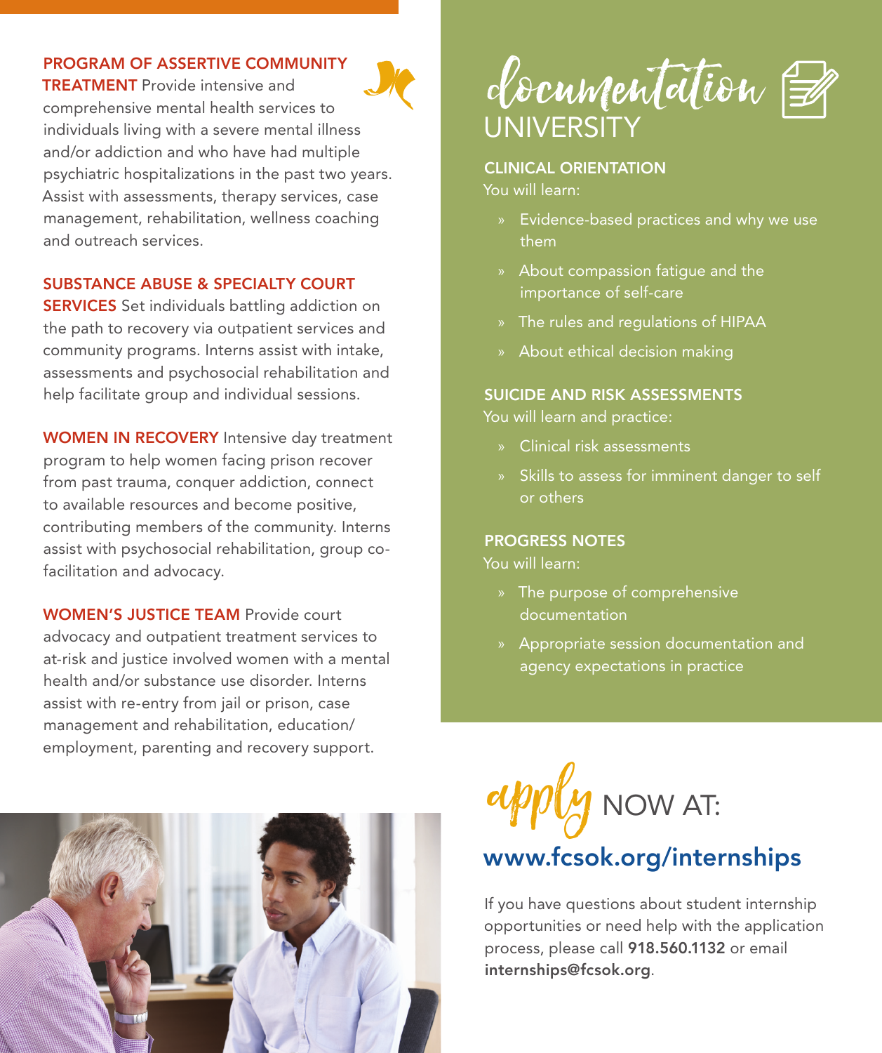**PROGRAM OF ASSERTIVE COMMUNITY TREATMENT** Provide intensive and comprehensive mental health services to individuals living with a severe mental illness and/or addiction and who have had multiple psychiatric hospitalizations in the past two years. Assist with assessments, therapy services, case management, rehabilitation, wellness coaching and outreach services.

**SUBSTANCE ABUSE & SPECIALTY COURT SERVICES** Set individuals battling addiction on the path to recovery via outpatient services and community programs. Interns assist with intake, assessments and psychosocial rehabilitation and help facilitate group and individual sessions.

**WOMEN IN RECOVERY** Intensive day treatment program to help women facing prison recover from past trauma, conquer addiction, connect to available resources and become positive, contributing members of the community. Interns assist with psychosocial rehabilitation, group co-facilitation and advocacy.

**WOMEN'S JUSTICE TEAM** Provide court advocacy and outpatient treatment services to at-risk and justice involved women with a mental health and/or substance use disorder. Interns assist with re-entry from jail or prison, case management and rehabilitation, education/employment, parenting and recovery support.

# documentation UNIVERSITY

## CLINICAL ORIENTATION

You will learn:

- Evidence-based practices and why we use them
- About compassion fatigue and the importance of self-care
- The rules and regulations of HIPAA
- About ethical decision making

## SUICIDE AND RISK ASSESSMENTS

You will learn and practice:

- Clinical risk assessments
- Skills to assess for imminent danger to self or others

## PROGRESS NOTES

You will learn:

- The purpose of comprehensive documentation
- Appropriate session documentation and agency expectations in practice

# apply NOW AT:

## www.fcsok.org/internships

If you have questions about student internship opportunities or need help with the application process, please call **918.560.1132** or email **internships@fcsok.org**.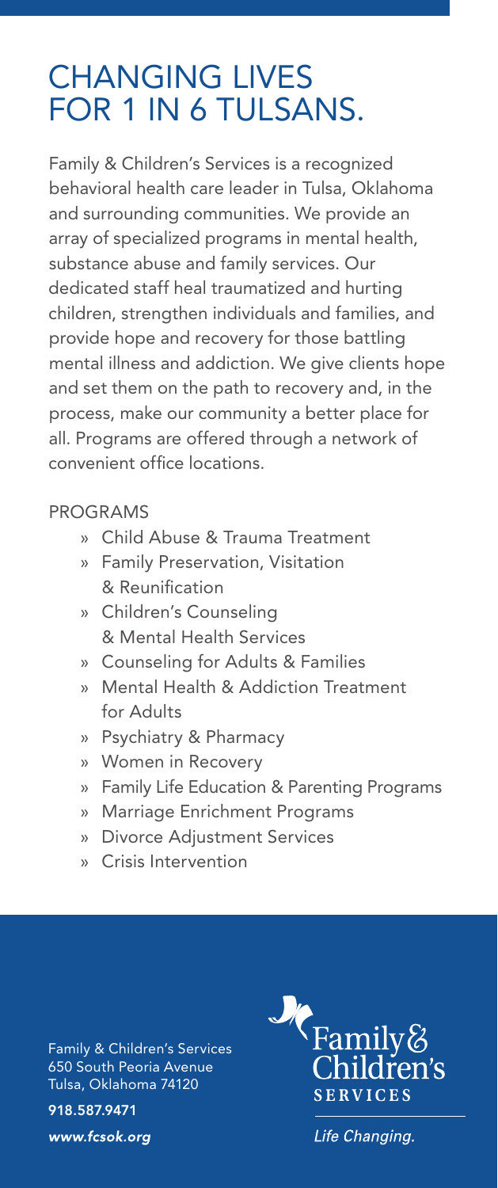# CHANGING LIVES FOR 1 IN 6 TULSANS.

Family & Children's Services is a recognized behavioral health care leader in Tulsa, Oklahoma and surrounding communities. We provide an array of specialized programs in mental health, substance abuse and family services. Our dedicated staff heal traumatized and hurting children, strengthen individuals and families, and provide hope and recovery for those battling mental illness and addiction. We give clients hope and set them on the path to recovery and, in the process, make our community a better place for all. Programs are offered through a network of convenient office locations.

PROGRAMS

- Child Abuse & Trauma Treatment
- Family Preservation, Visitation & Reunification
- Children's Counseling & Mental Health Services
- Counseling for Adults & Families
- Mental Health & Addiction Treatment for Adults
- Psychiatry & Pharmacy
- Women in Recovery
- Family Life Education & Parenting Programs
- Marriage Enrichment Programs
- Divorce Adjustment Services
- Crisis Intervention

Family & Children's Services
650 South Peoria Avenue
Tulsa, Oklahoma 74120

**918.587.9471**

***www.fcsok.org***

Family & Children's SERVICES

*Life Changing.*